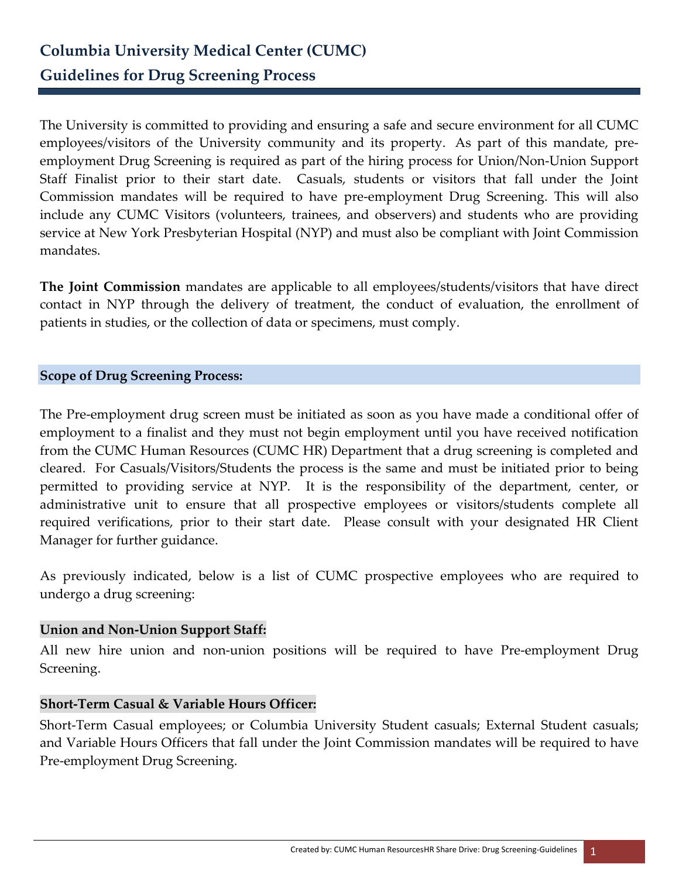# Columbia University Medical Center (CUMC)

## Guidelines for Drug Screening Process

The University is committed to providing and ensuring a safe and secure environment for all CUMC employees/visitors of the University community and its property. As part of this mandate, pre-employment Drug Screening is required as part of the hiring process for Union/Non-Union Support Staff Finalist prior to their start date. Casuals, students or visitors that fall under the Joint Commission mandates will be required to have pre-employment Drug Screening. This will also include any CUMC Visitors (volunteers, trainees, and observers) and students who are providing service at New York Presbyterian Hospital (NYP) and must also be compliant with Joint Commission mandates.

**The Joint Commission** mandates are applicable to all employees/students/visitors that have direct contact in NYP through the delivery of treatment, the conduct of evaluation, the enrollment of patients in studies, or the collection of data or specimens, must comply.

### Scope of Drug Screening Process:

The Pre-employment drug screen must be initiated as soon as you have made a conditional offer of employment to a finalist and they must not begin employment until you have received notification from the CUMC Human Resources (CUMC HR) Department that a drug screening is completed and cleared. For Casuals/Visitors/Students the process is the same and must be initiated prior to being permitted to providing service at NYP. It is the responsibility of the department, center, or administrative unit to ensure that all prospective employees or visitors/students complete all required verifications, prior to their start date. Please consult with your designated HR Client Manager for further guidance.

As previously indicated, below is a list of CUMC prospective employees who are required to undergo a drug screening:

#### Union and Non-Union Support Staff:

All new hire union and non-union positions will be required to have Pre-employment Drug Screening.

#### Short-Term Casual & Variable Hours Officer:

Short-Term Casual employees; or Columbia University Student casuals; External Student casuals; and Variable Hours Officers that fall under the Joint Commission mandates will be required to have Pre-employment Drug Screening.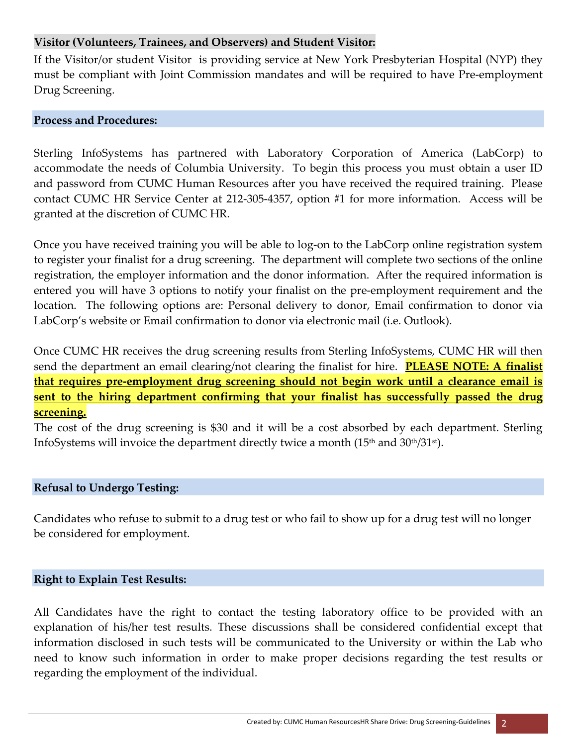### Visitor (Volunteers, Trainees, and Observers) and Student Visitor:

If the Visitor/or student Visitor is providing service at New York Presbyterian Hospital (NYP) they must be compliant with Joint Commission mandates and will be required to have Pre-employment Drug Screening.

### Process and Procedures:

Sterling InfoSystems has partnered with Laboratory Corporation of America (LabCorp) to accommodate the needs of Columbia University. To begin this process you must obtain a user ID and password from CUMC Human Resources after you have received the required training. Please contact CUMC HR Service Center at 212-305-4357, option #1 for more information. Access will be granted at the discretion of CUMC HR.

Once you have received training you will be able to log-on to the LabCorp online registration system to register your finalist for a drug screening. The department will complete two sections of the online registration, the employer information and the donor information. After the required information is entered you will have 3 options to notify your finalist on the pre-employment requirement and the location. The following options are: Personal delivery to donor, Email confirmation to donor via LabCorp's website or Email confirmation to donor via electronic mail (i.e. Outlook).

Once CUMC HR receives the drug screening results from Sterling InfoSystems, CUMC HR will then send the department an email clearing/not clearing the finalist for hire. **PLEASE NOTE: A finalist that requires pre-employment drug screening should not begin work until a clearance email is sent to the hiring department confirming that your finalist has successfully passed the drug screening.**

The cost of the drug screening is $30 and it will be a cost absorbed by each department. Sterling InfoSystems will invoice the department directly twice a month (15th and 30th/31st).

### Refusal to Undergo Testing:

Candidates who refuse to submit to a drug test or who fail to show up for a drug test will no longer be considered for employment.

### Right to Explain Test Results:

All Candidates have the right to contact the testing laboratory office to be provided with an explanation of his/her test results. These discussions shall be considered confidential except that information disclosed in such tests will be communicated to the University or within the Lab who need to know such information in order to make proper decisions regarding the test results or regarding the employment of the individual.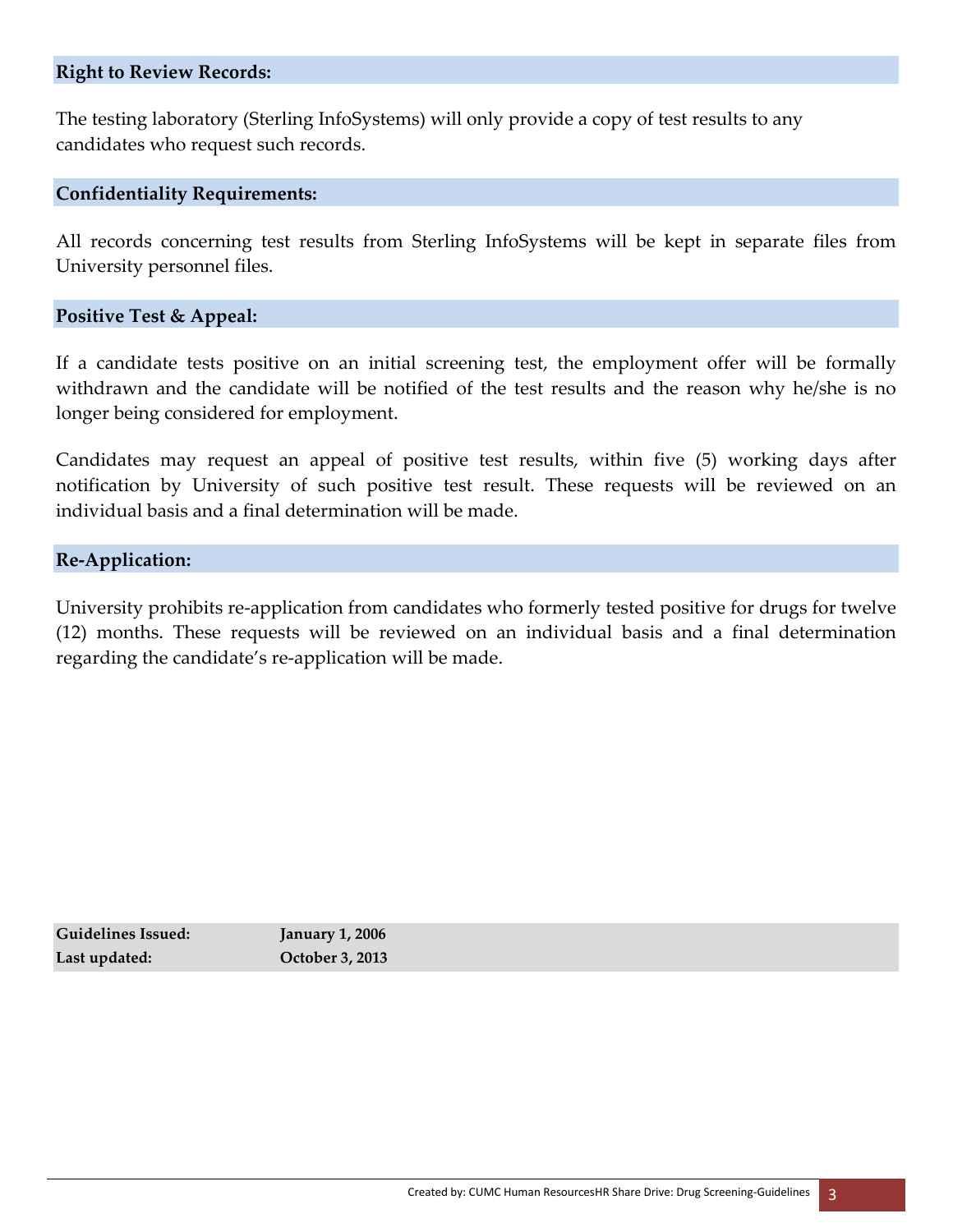## Right to Review Records:

The testing laboratory (Sterling InfoSystems) will only provide a copy of test results to any candidates who request such records.

## Confidentiality Requirements:

All records concerning test results from Sterling InfoSystems will be kept in separate files from University personnel files.

## Positive Test & Appeal:

If a candidate tests positive on an initial screening test, the employment offer will be formally withdrawn and the candidate will be notified of the test results and the reason why he/she is no longer being considered for employment.

Candidates may request an appeal of positive test results, within five (5) working days after notification by University of such positive test result. These requests will be reviewed on an individual basis and a final determination will be made.

## Re-Application:

University prohibits re-application from candidates who formerly tested positive for drugs for twelve (12) months. These requests will be reviewed on an individual basis and a final determination regarding the candidate's re-application will be made.

| | |
|---|---|
| **Guidelines Issued:** | **January 1, 2006** |
| **Last updated:** | **October 3, 2013** |

Created by: CUMC Human ResourcesHR Share Drive: Drug Screening-Guidelines